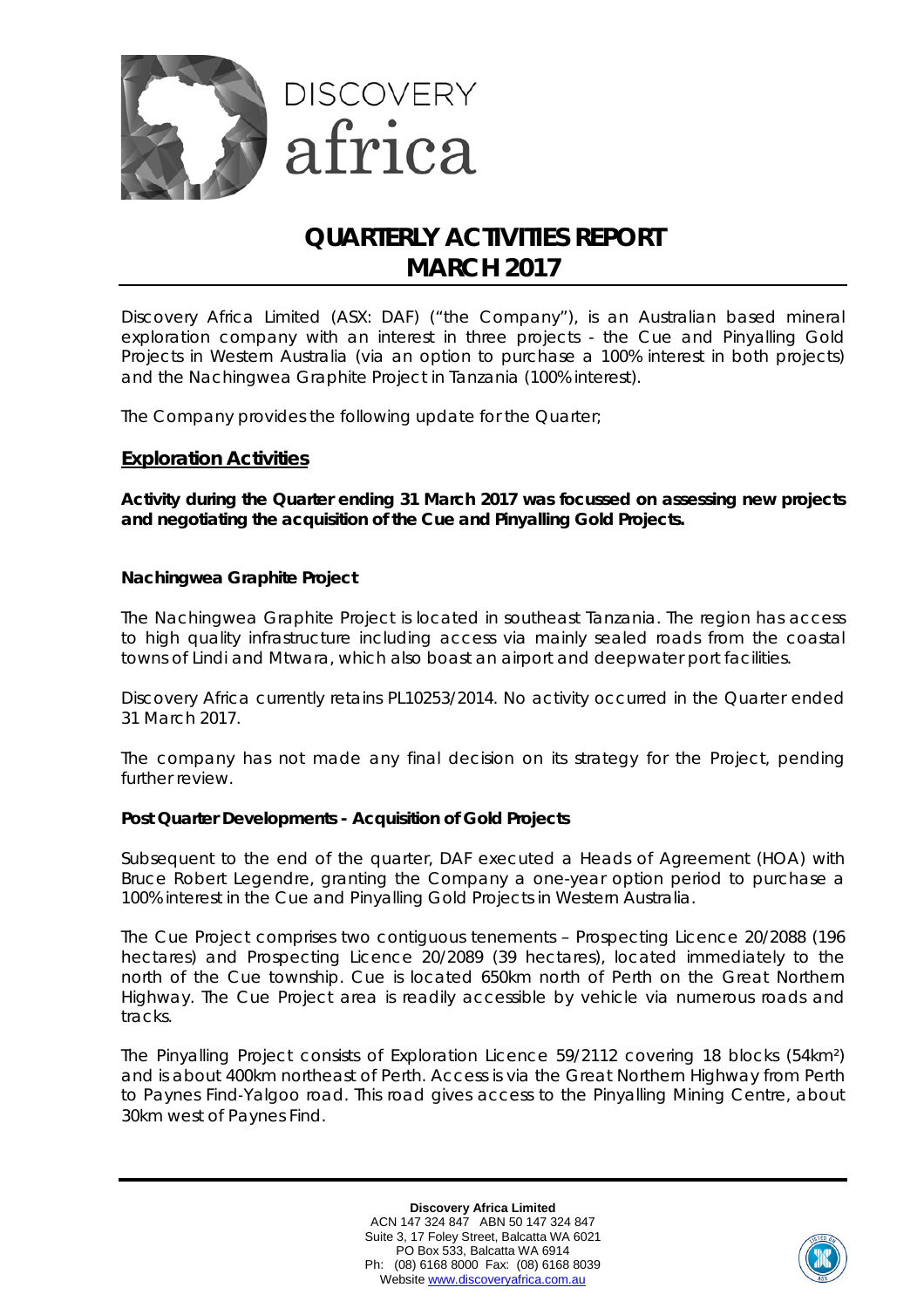# QUARTERLY ACTIVITIES REPORT MARCH 2017

Discovery Africa Limited (ASX: DAF) ("the Company"), is an Australian based mineral exploration company with an interest in three projects - the Cue and Pinyalling Gold Projects in Western Australia (via an option to purchase a 100% interest in both projects) and the Nachingwea Graphite Project in Tanzania (100% interest).

The Company provides the following update for the Quarter;

## Exploration Activities

**Activity during the Quarter ending 31 March 2017 was focussed on assessing new projects and negotiating the acquisition of the Cue and Pinyalling Gold Projects.**

### Nachingwea Graphite Project

The Nachingwea Graphite Project is located in southeast Tanzania. The region has access to high quality infrastructure including access via mainly sealed roads from the coastal towns of Lindi and Mtwara, which also boast an airport and deepwater port facilities.

Discovery Africa currently retains PL10253/2014. No activity occurred in the Quarter ended 31 March 2017.

The company has not made any final decision on its strategy for the Project, pending further review.

### Post Quarter Developments - Acquisition of Gold Projects

Subsequent to the end of the quarter, DAF executed a Heads of Agreement (HOA) with Bruce Robert Legendre, granting the Company a one-year option period to purchase a 100% interest in the Cue and Pinyalling Gold Projects in Western Australia.

The Cue Project comprises two contiguous tenements – Prospecting Licence 20/2088 (196 hectares) and Prospecting Licence 20/2089 (39 hectares), located immediately to the north of the Cue township. Cue is located 650km north of Perth on the Great Northern Highway. The Cue Project area is readily accessible by vehicle via numerous roads and tracks.

The Pinyalling Project consists of Exploration Licence 59/2112 covering 18 blocks (54km²) and is about 400km northeast of Perth. Access is via the Great Northern Highway from Perth to Paynes Find-Yalgoo road. This road gives access to the Pinyalling Mining Centre, about 30km west of Paynes Find.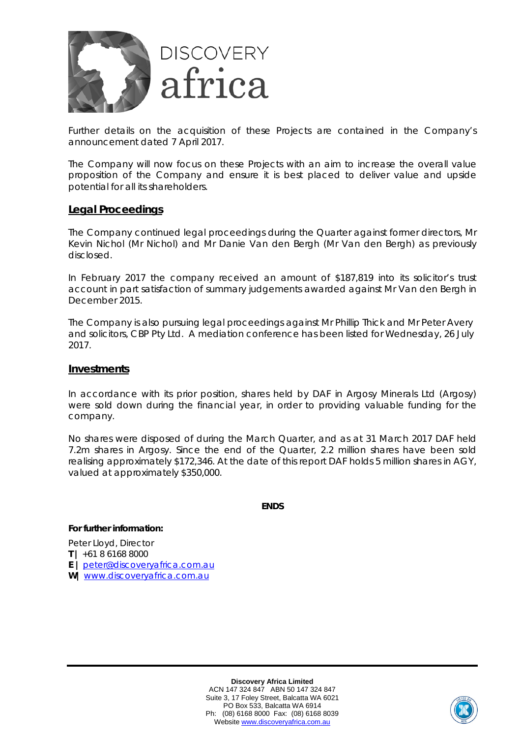Further details on the acquisition of these Projects are contained in the Company's announcement dated 7 April 2017.

The Company will now focus on these Projects with an aim to increase the overall value proposition of the Company and ensure it is best placed to deliver value and upside potential for all its shareholders.

## Legal Proceedings

The Company continued legal proceedings during the Quarter against former directors, Mr Kevin Nichol (Mr Nichol) and Mr Danie Van den Bergh (Mr Van den Bergh) as previously disclosed.

In February 2017 the company received an amount of $187,819 into its solicitor's trust account in part satisfaction of summary judgements awarded against Mr Van den Bergh in December 2015.

The Company is also pursuing legal proceedings against Mr Phillip Thick and Mr Peter Avery and solicitors, CBP Pty Ltd. A mediation conference has been listed for Wednesday, 26 July 2017.

## Investments

In accordance with its prior position, shares held by DAF in Argosy Minerals Ltd (Argosy) were sold down during the financial year, in order to providing valuable funding for the company.

No shares were disposed of during the March Quarter, and as at 31 March 2017 DAF held 7.2m shares in Argosy. Since the end of the Quarter, 2.2 million shares have been sold realising approximately $172,346. At the date of this report DAF holds 5 million shares in AGY, valued at approximately $350,000.

**ENDS**

**For further information:**

Peter Lloyd, Director
**T |** +61 8 6168 8000
**E |** peter@discoveryafrica.com.au
**W|** www.discoveryafrica.com.au

**Discovery Africa Limited**
ACN 147 324 847 ABN 50 147 324 847
Suite 3, 17 Foley Street, Balcatta WA 6021
PO Box 533, Balcatta WA 6914
Ph: (08) 6168 8000 Fax: (08) 6168 8039
Website www.discoveryafrica.com.au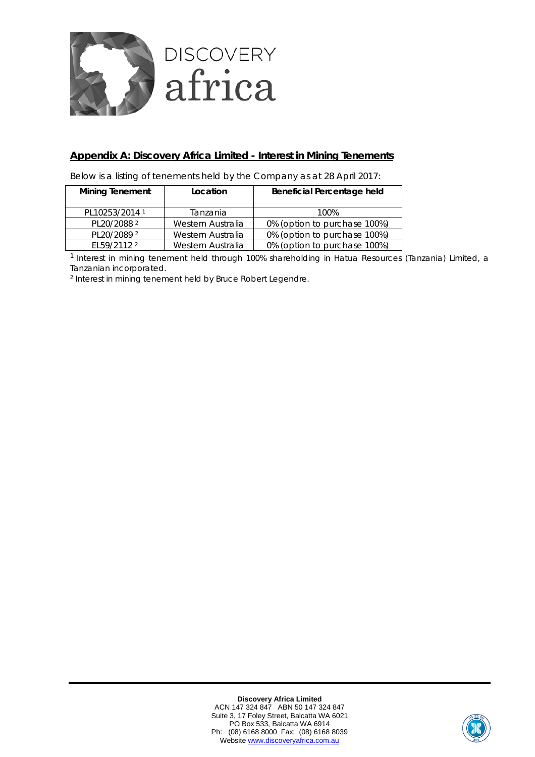## Appendix A: Discovery Africa Limited - Interest in Mining Tenements

Below is a listing of tenements held by the Company as at 28 April 2017:

| Mining Tenement | Location | Beneficial Percentage held |
|---|---|---|
| PL10253/2014 [1] | Tanzania | 100% |
| PL20/2088 [2] | Western Australia | 0% (option to purchase 100%) |
| PL20/2089 [2] | Western Australia | 0% (option to purchase 100%) |
| EL59/2112 [2] | Western Australia | 0% (option to purchase 100%) |

[1] Interest in mining tenement held through 100% shareholding in Hatua Resources (Tanzania) Limited, a Tanzanian incorporated.

[2] Interest in mining tenement held by Bruce Robert Legendre.

**Discovery Africa Limited**
ACN 147 324 847 ABN 50 147 324 847
Suite 3, 17 Foley Street, Balcatta WA 6021
PO Box 533, Balcatta WA 6914
Ph: (08) 6168 8000 Fax: (08) 6168 8039
Website www.discoveryafrica.com.au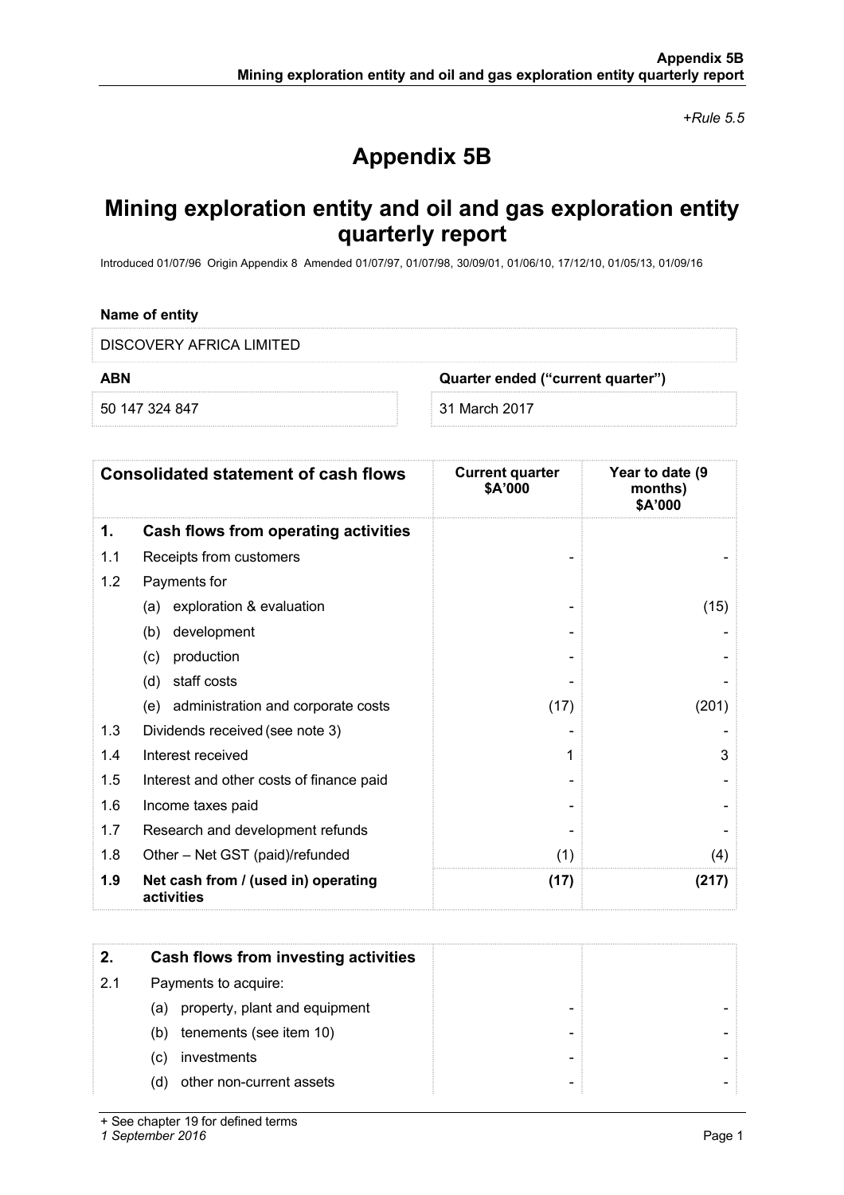*+Rule 5.5*

# Appendix 5B

# Mining exploration entity and oil and gas exploration entity quarterly report

Introduced 01/07/96 Origin Appendix 8 Amended 01/07/97, 01/07/98, 30/09/01, 01/06/10, 17/12/10, 01/05/13, 01/09/16

**Name of entity**

DISCOVERY AFRICA LIMITED

| **ABN** | **Quarter ended ("current quarter")** |
|---|---|
| 50 147 324 847 | 31 March 2017 |

| **Consolidated statement of cash flows** | | **Current quarter $A'000** | **Year to date (9 months) $A'000** |
|---|---|---|---|
| **1.** | **Cash flows from operating activities** | | |
| 1.1 | Receipts from customers | - | - |
| 1.2 | Payments for | | |
| | (a) exploration & evaluation | - | (15) |
| | (b) development | - | - |
| | (c) production | - | - |
| | (d) staff costs | - | - |
| | (e) administration and corporate costs | (17) | (201) |
| 1.3 | Dividends received (see note 3) | - | - |
| 1.4 | Interest received | 1 | 3 |
| 1.5 | Interest and other costs of finance paid | - | - |
| 1.6 | Income taxes paid | - | - |
| 1.7 | Research and development refunds | - | - |
| 1.8 | Other – Net GST (paid)/refunded | (1) | (4) |
| **1.9** | **Net cash from / (used in) operating activities** | **(17)** | **(217)** |

| **2.** | **Cash flows from investing activities** | | |
|---|---|---|---|
| 2.1 | Payments to acquire: | | |
| | (a) property, plant and equipment | - | - |
| | (b) tenements (see item 10) | - | - |
| | (c) investments | - | - |
| | (d) other non-current assets | - | - |

+ See chapter 19 for defined terms
*1 September 2016*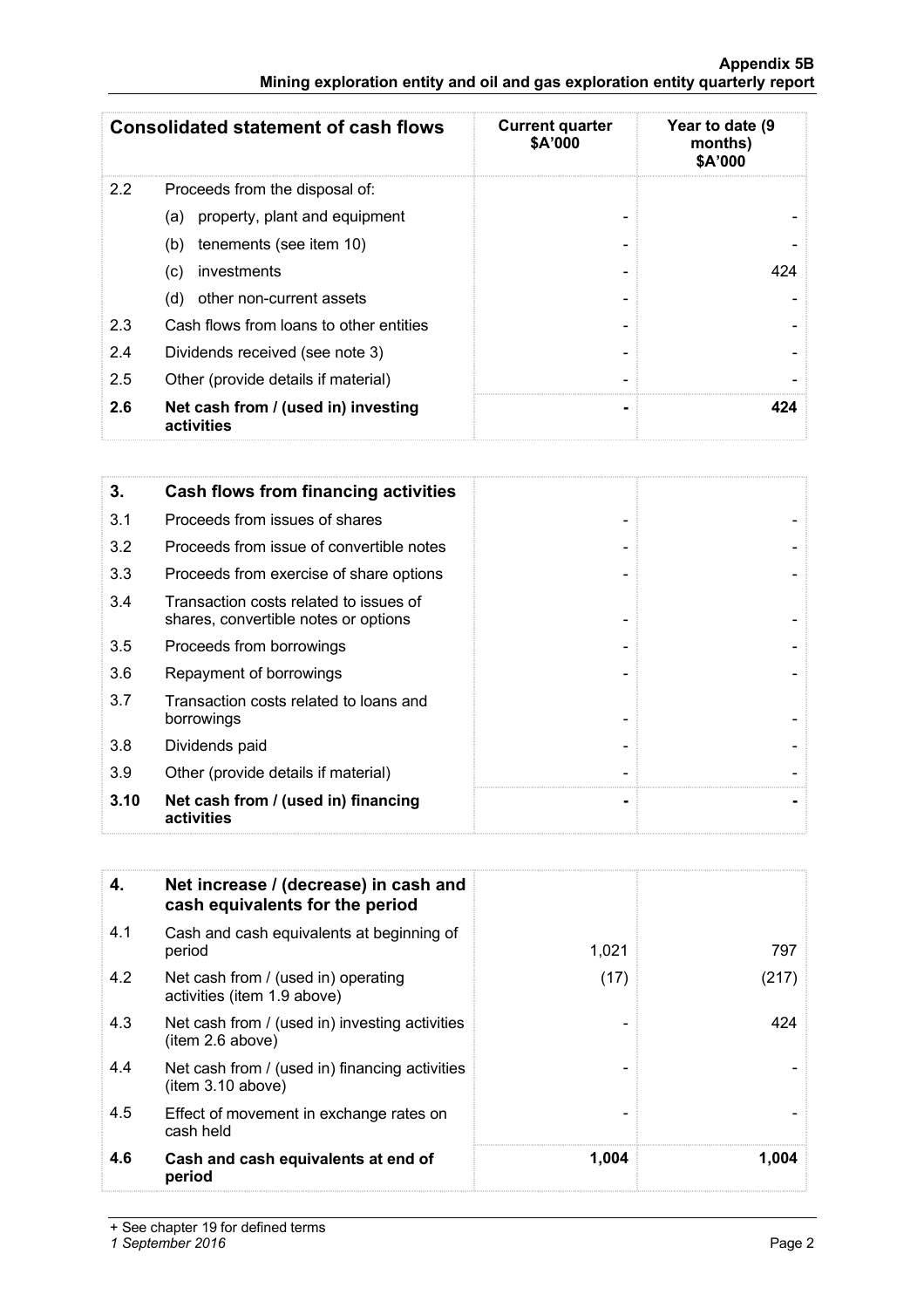| Consolidated statement of cash flows | | Current quarter $A'000 | Year to date (9 months) $A'000 |
|---|---|---|---|
| 2.2 | Proceeds from the disposal of: | | |
| | (a) property, plant and equipment | - | - |
| | (b) tenements (see item 10) | - | - |
| | (c) investments | - | 424 |
| | (d) other non-current assets | - | - |
| 2.3 | Cash flows from loans to other entities | - | - |
| 2.4 | Dividends received (see note 3) | - | - |
| 2.5 | Other (provide details if material) | - | - |
| **2.6** | **Net cash from / (used in) investing activities** | **-** | **424** |

| **3.** | **Cash flows from financing activities** | | |
|---|---|---|---|
| 3.1 | Proceeds from issues of shares | - | - |
| 3.2 | Proceeds from issue of convertible notes | - | - |
| 3.3 | Proceeds from exercise of share options | - | - |
| 3.4 | Transaction costs related to issues of shares, convertible notes or options | - | - |
| 3.5 | Proceeds from borrowings | - | - |
| 3.6 | Repayment of borrowings | - | - |
| 3.7 | Transaction costs related to loans and borrowings | - | - |
| 3.8 | Dividends paid | - | - |
| 3.9 | Other (provide details if material) | - | - |
| **3.10** | **Net cash from / (used in) financing activities** | **-** | **-** |

| **4.** | **Net increase / (decrease) in cash and cash equivalents for the period** | | |
|---|---|---|---|
| 4.1 | Cash and cash equivalents at beginning of period | 1,021 | 797 |
| 4.2 | Net cash from / (used in) operating activities (item 1.9 above) | (17) | (217) |
| 4.3 | Net cash from / (used in) investing activities (item 2.6 above) | - | 424 |
| 4.4 | Net cash from / (used in) financing activities (item 3.10 above) | - | - |
| 4.5 | Effect of movement in exchange rates on cash held | - | - |
| **4.6** | **Cash and cash equivalents at end of period** | **1,004** | **1,004** |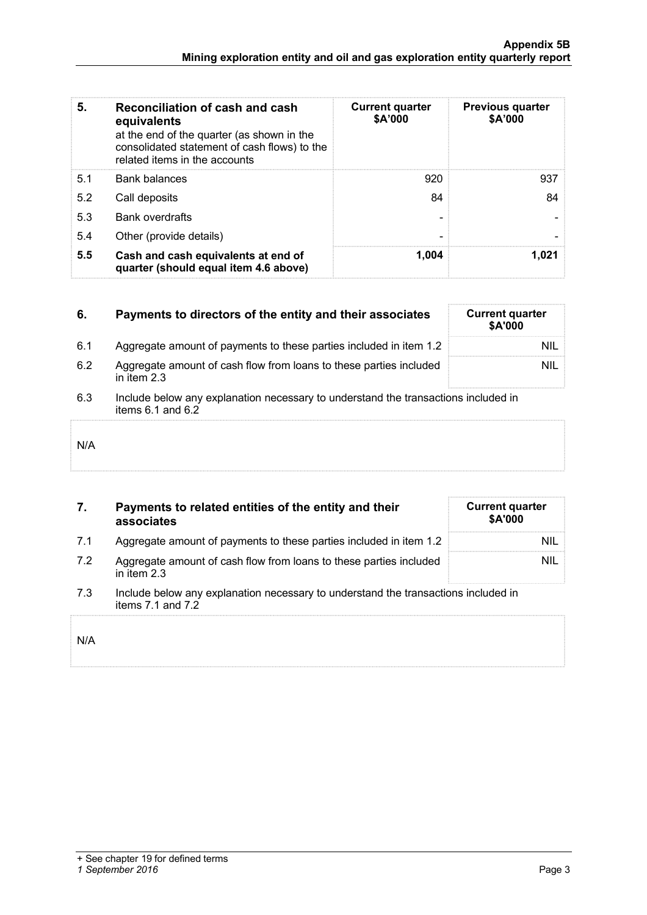| 5. | Reconciliation of cash and cash equivalents at the end of the quarter (as shown in the consolidated statement of cash flows) to the related items in the accounts | Current quarter $A'000 | Previous quarter $A'000 |
|---|---|---|---|
| 5.1 | Bank balances | 920 | 937 |
| 5.2 | Call deposits | 84 | 84 |
| 5.3 | Bank overdrafts | - | - |
| 5.4 | Other (provide details) | - | - |
| **5.5** | **Cash and cash equivalents at end of quarter (should equal item 4.6 above)** | **1,004** | **1,021** |

| 6. | Payments to directors of the entity and their associates | Current quarter $A'000 |
|---|---|---|
| 6.1 | Aggregate amount of payments to these parties included in item 1.2 | NIL |
| 6.2 | Aggregate amount of cash flow from loans to these parties included in item 2.3 | NIL |

6.3 Include below any explanation necessary to understand the transactions included in items 6.1 and 6.2

N/A

| 7. | Payments to related entities of the entity and their associates | Current quarter $A'000 |
|---|---|---|
| 7.1 | Aggregate amount of payments to these parties included in item 1.2 | NIL |
| 7.2 | Aggregate amount of cash flow from loans to these parties included in item 2.3 | NIL |

7.3 Include below any explanation necessary to understand the transactions included in items 7.1 and 7.2

N/A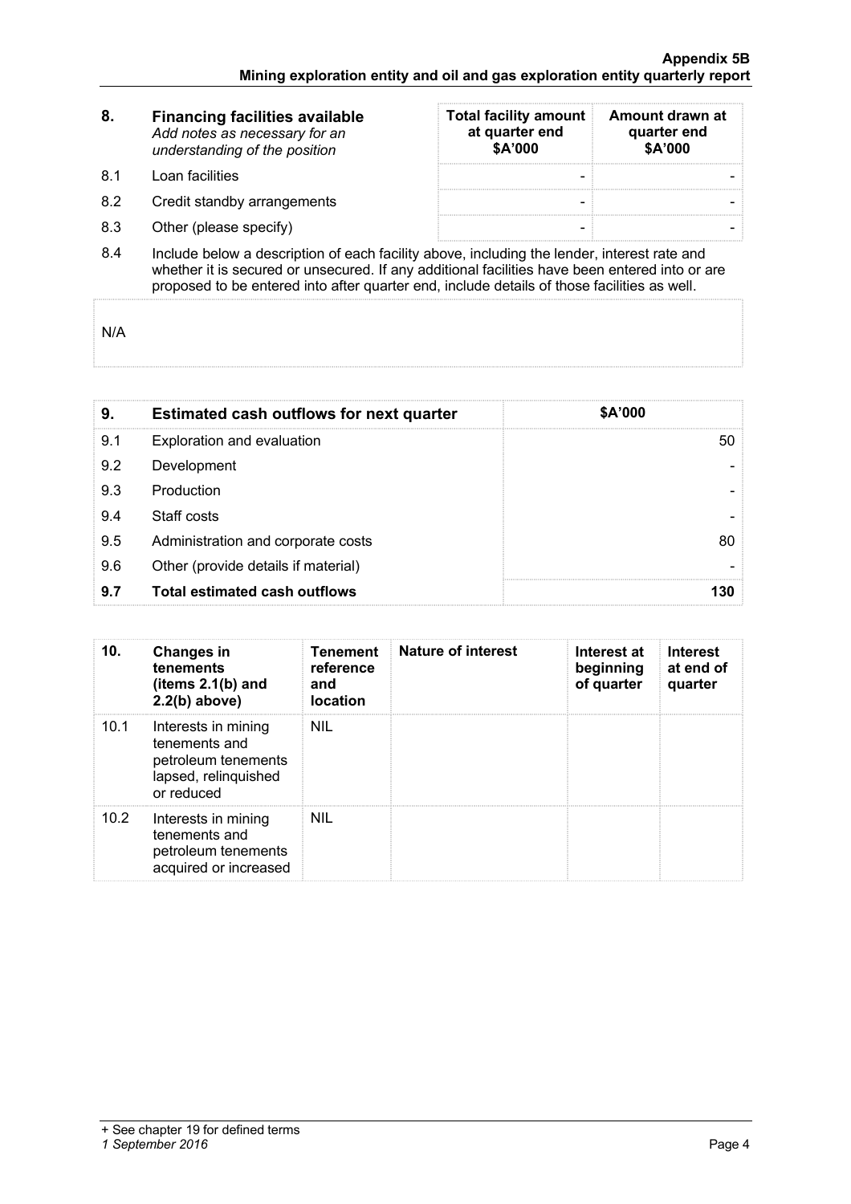| 8. | Financing facilities available<br>*Add notes as necessary for an understanding of the position* | Total facility amount at quarter end<br>$A'000 | Amount drawn at quarter end<br>$A'000 |
|---|---|---|---|
| 8.1 | Loan facilities | - | - |
| 8.2 | Credit standby arrangements | - | - |
| 8.3 | Other (please specify) | - | - |

8.4 Include below a description of each facility above, including the lender, interest rate and whether it is secured or unsecured. If any additional facilities have been entered into or are proposed to be entered into after quarter end, include details of those facilities as well.

N/A

| 9. | Estimated cash outflows for next quarter | $A'000 |
|---|---|---|
| 9.1 | Exploration and evaluation | 50 |
| 9.2 | Development | - |
| 9.3 | Production | - |
| 9.4 | Staff costs | - |
| 9.5 | Administration and corporate costs | 80 |
| 9.6 | Other (provide details if material) | - |
| **9.7** | **Total estimated cash outflows** | **130** |

| 10. | Changes in tenements (items 2.1(b) and 2.2(b) above) | Tenement reference and location | Nature of interest | Interest at beginning of quarter | Interest at end of quarter |
|---|---|---|---|---|---|
| 10.1 | Interests in mining tenements and petroleum tenements lapsed, relinquished or reduced | NIL | | | |
| 10.2 | Interests in mining tenements and petroleum tenements acquired or increased | NIL | | | |

+ See chapter 19 for defined terms
*1 September 2016*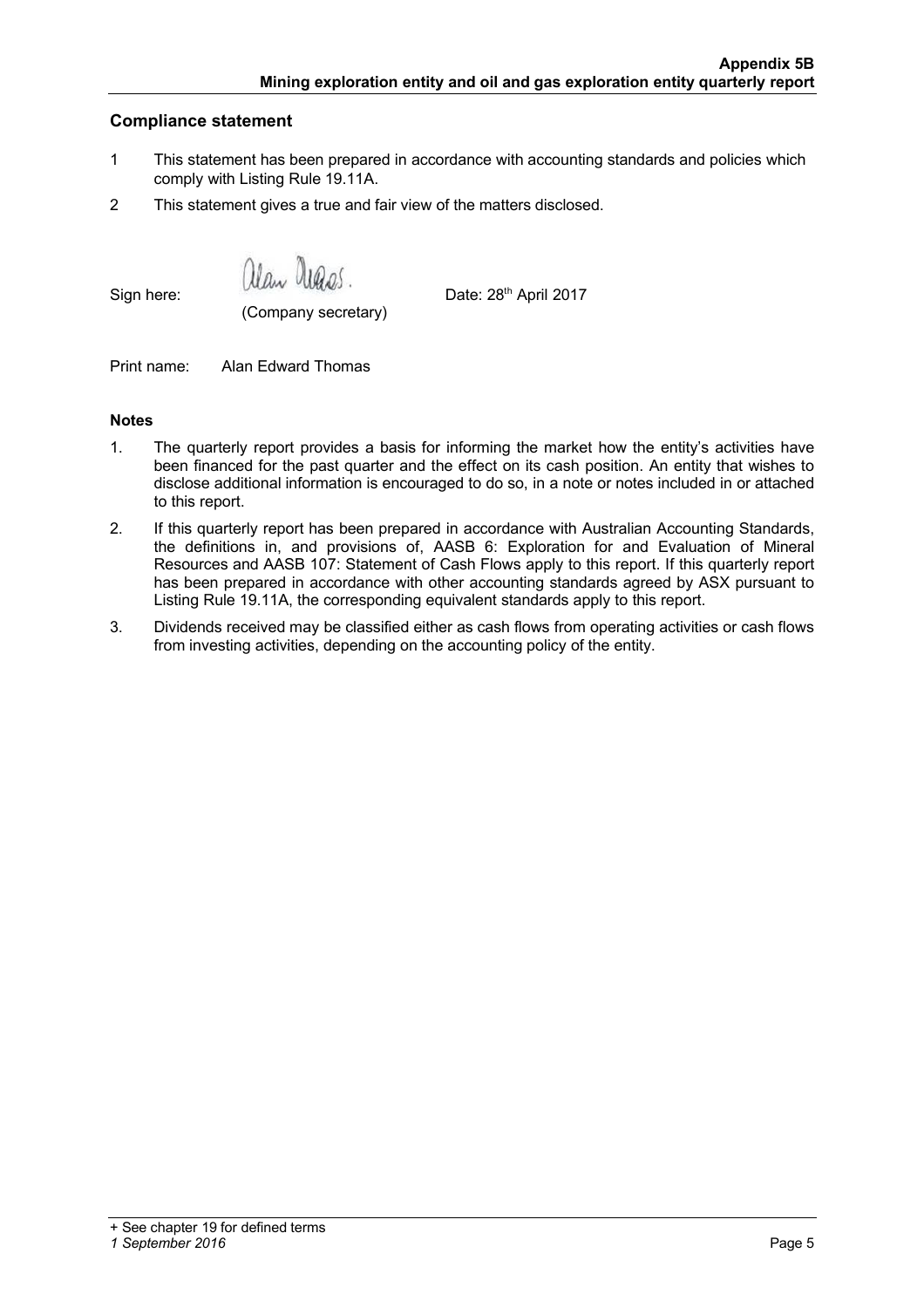## Compliance statement

1. This statement has been prepared in accordance with accounting standards and policies which comply with Listing Rule 19.11A.
2. This statement gives a true and fair view of the matters disclosed.

Sign here: (Company secretary) Date: 28th April 2017

Print name: Alan Edward Thomas

### Notes

1. The quarterly report provides a basis for informing the market how the entity's activities have been financed for the past quarter and the effect on its cash position. An entity that wishes to disclose additional information is encouraged to do so, in a note or notes included in or attached to this report.
2. If this quarterly report has been prepared in accordance with Australian Accounting Standards, the definitions in, and provisions of, AASB 6: Exploration for and Evaluation of Mineral Resources and AASB 107: Statement of Cash Flows apply to this report. If this quarterly report has been prepared in accordance with other accounting standards agreed by ASX pursuant to Listing Rule 19.11A, the corresponding equivalent standards apply to this report.
3. Dividends received may be classified either as cash flows from operating activities or cash flows from investing activities, depending on the accounting policy of the entity.

+ See chapter 19 for defined terms